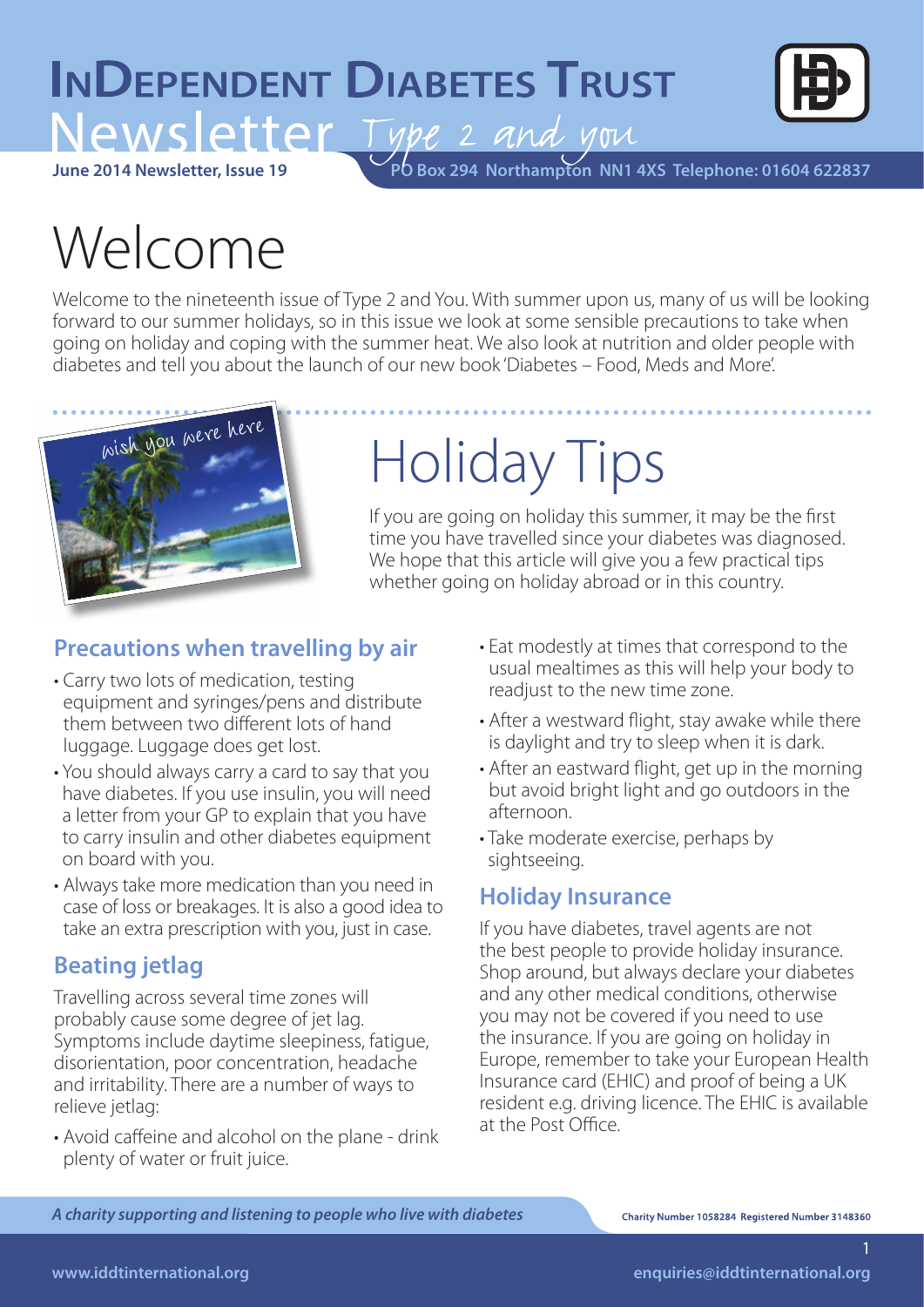# InDependent Diabetes Trust

## Newsletter *Type 2 and you*

**June 2014 Newsletter, Issue 19** **PO Box 294 Northampton NN1 4XS Telephone: 01604 622837**

# Welcome

Welcome to the nineteenth issue of Type 2 and You. With summer upon us, many of us will be looking forward to our summer holidays, so in this issue we look at some sensible precautions to take when going on holiday and coping with the summer heat. We also look at nutrition and older people with diabetes and tell you about the launch of our new book 'Diabetes – Food, Meds and More'.

# Holiday Tips

If you are going on holiday this summer, it may be the first time you have travelled since your diabetes was diagnosed. We hope that this article will give you a few practical tips whether going on holiday abroad or in this country.

### Precautions when travelling by air

- Carry two lots of medication, testing equipment and syringes/pens and distribute them between two different lots of hand luggage. Luggage does get lost.
- You should always carry a card to say that you have diabetes. If you use insulin, you will need a letter from your GP to explain that you have to carry insulin and other diabetes equipment on board with you.
- Always take more medication than you need in case of loss or breakages. It is also a good idea to take an extra prescription with you, just in case.

### Beating jetlag

Travelling across several time zones will probably cause some degree of jet lag. Symptoms include daytime sleepiness, fatigue, disorientation, poor concentration, headache and irritability. There are a number of ways to relieve jetlag:

- Avoid caffeine and alcohol on the plane - drink plenty of water or fruit juice.
- Eat modestly at times that correspond to the usual mealtimes as this will help your body to readjust to the new time zone.
- After a westward flight, stay awake while there is daylight and try to sleep when it is dark.
- After an eastward flight, get up in the morning but avoid bright light and go outdoors in the afternoon.
- Take moderate exercise, perhaps by sightseeing.

### Holiday Insurance

If you have diabetes, travel agents are not the best people to provide holiday insurance. Shop around, but always declare your diabetes and any other medical conditions, otherwise you may not be covered if you need to use the insurance. If you are going on holiday in Europe, remember to take your European Health Insurance card (EHIC) and proof of being a UK resident e.g. driving licence. The EHIC is available at the Post Office.

*A charity supporting and listening to people who live with diabetes*

Charity Number 1058284 Registered Number 3148360

www.iddtinternational.org enquiries@iddtinternational.org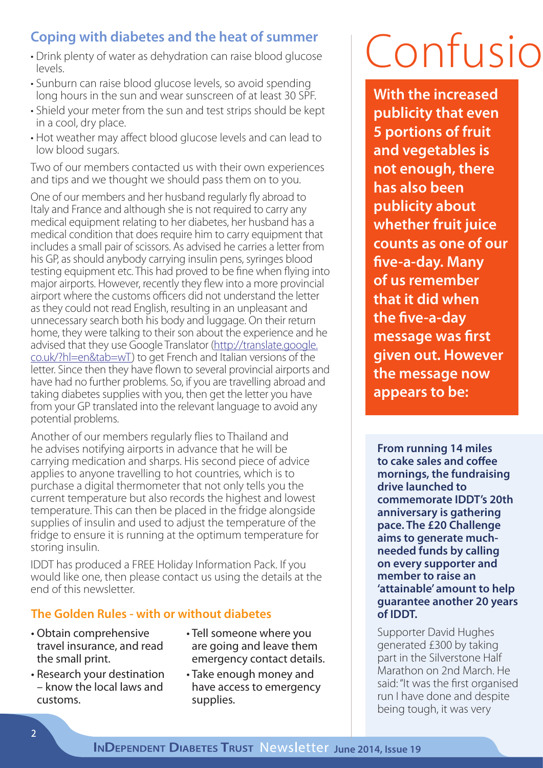## Coping with diabetes and the heat of summer

- Drink plenty of water as dehydration can raise blood glucose levels.
- Sunburn can raise blood glucose levels, so avoid spending long hours in the sun and wear sunscreen of at least 30 SPF.
- Shield your meter from the sun and test strips should be kept in a cool, dry place.
- Hot weather may affect blood glucose levels and can lead to low blood sugars.

Two of our members contacted us with their own experiences and tips and we thought we should pass them on to you.

One of our members and her husband regularly fly abroad to Italy and France and although she is not required to carry any medical equipment relating to her diabetes, her husband has a medical condition that does require him to carry equipment that includes a small pair of scissors. As advised he carries a letter from his GP, as should anybody carrying insulin pens, syringes blood testing equipment etc. This had proved to be fine when flying into major airports. However, recently they flew into a more provincial airport where the customs officers did not understand the letter as they could not read English, resulting in an unpleasant and unnecessary search both his body and luggage. On their return home, they were talking to their son about the experience and he advised that they use Google Translator (http://translate.google.co.uk/?hl=en&tab=wT) to get French and Italian versions of the letter. Since then they have flown to several provincial airports and have had no further problems. So, if you are travelling abroad and taking diabetes supplies with you, then get the letter you have from your GP translated into the relevant language to avoid any potential problems.

Another of our members regularly flies to Thailand and he advises notifying airports in advance that he will be carrying medication and sharps. His second piece of advice applies to anyone travelling to hot countries, which is to purchase a digital thermometer that not only tells you the current temperature but also records the highest and lowest temperature. This can then be placed in the fridge alongside supplies of insulin and used to adjust the temperature of the fridge to ensure it is running at the optimum temperature for storing insulin.

IDDT has produced a FREE Holiday Information Pack. If you would like one, then please contact us using the details at the end of this newsletter.

### The Golden Rules - with or without diabetes

- Obtain comprehensive travel insurance, and read the small print.
- Research your destination – know the local laws and customs.
- Tell someone where you are going and leave them emergency contact details.
- Take enough money and have access to emergency supplies.

# Confusio

**With the increased publicity that even 5 portions of fruit and vegetables is not enough, there has also been publicity about whether fruit juice counts as one of our five-a-day. Many of us remember that it did when the five-a-day message was first given out. However the message now appears to be:**

**From running 14 miles to cake sales and coffee mornings, the fundraising drive launched to commemorate IDDT's 20th anniversary is gathering pace. The £20 Challenge aims to generate much-needed funds by calling on every supporter and member to raise an 'attainable' amount to help guarantee another 20 years of IDDT.**

Supporter David Hughes generated £300 by taking part in the Silverstone Half Marathon on 2nd March. He said: "It was the first organised run I have done and despite being tough, it was very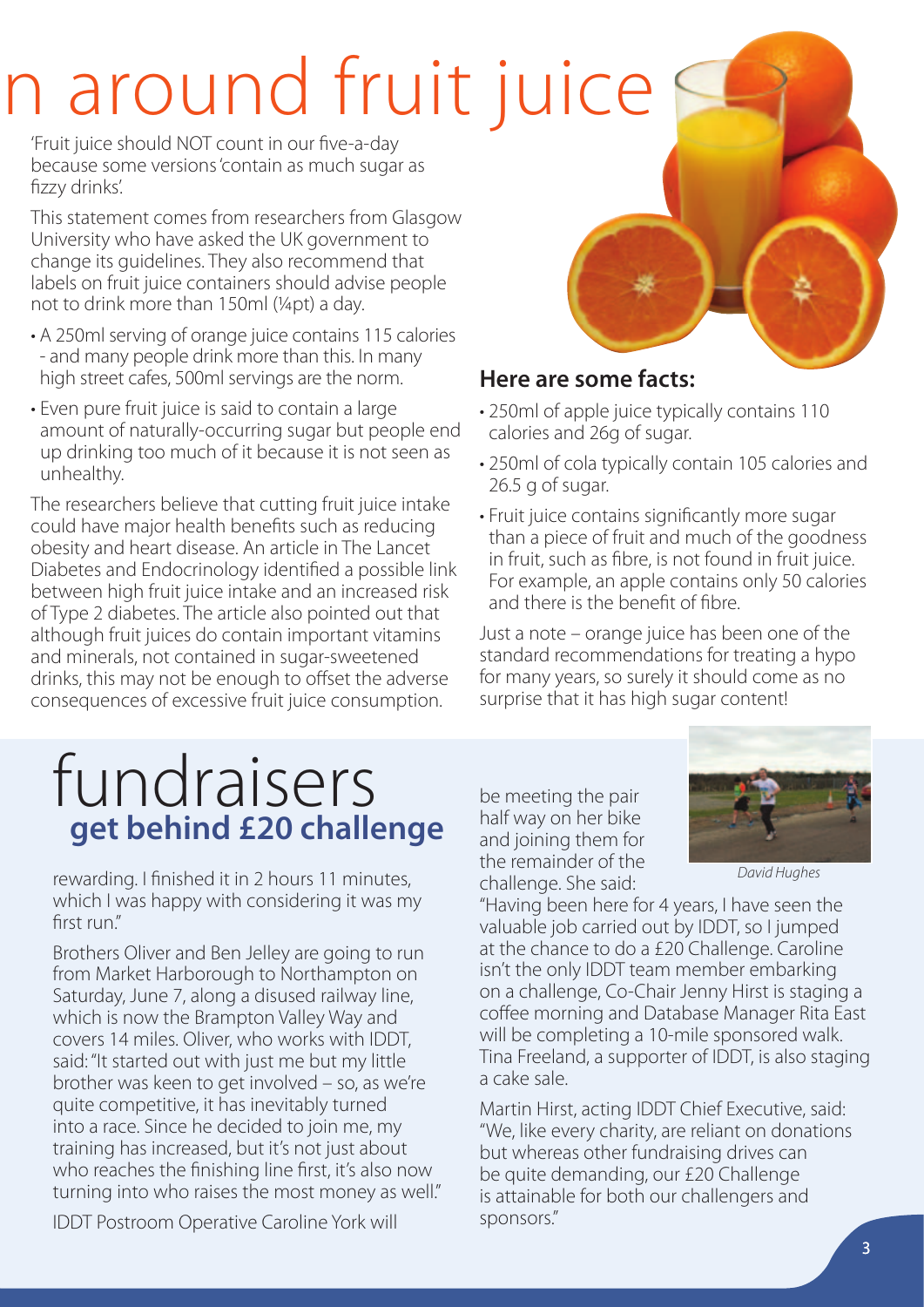# n around fruit juice

'Fruit juice should NOT count in our five-a-day because some versions 'contain as much sugar as fizzy drinks'.

This statement comes from researchers from Glasgow University who have asked the UK government to change its guidelines. They also recommend that labels on fruit juice containers should advise people not to drink more than 150ml (¼pt) a day.

- A 250ml serving of orange juice contains 115 calories - and many people drink more than this. In many high street cafes, 500ml servings are the norm.
- Even pure fruit juice is said to contain a large amount of naturally-occurring sugar but people end up drinking too much of it because it is not seen as unhealthy.

The researchers believe that cutting fruit juice intake could have major health benefits such as reducing obesity and heart disease. An article in The Lancet Diabetes and Endocrinology identified a possible link between high fruit juice intake and an increased risk of Type 2 diabetes. The article also pointed out that although fruit juices do contain important vitamins and minerals, not contained in sugar-sweetened drinks, this may not be enough to offset the adverse consequences of excessive fruit juice consumption.

### Here are some facts:

- 250ml of apple juice typically contains 110 calories and 26g of sugar.
- 250ml of cola typically contain 105 calories and 26.5 g of sugar.
- Fruit juice contains significantly more sugar than a piece of fruit and much of the goodness in fruit, such as fibre, is not found in fruit juice. For example, an apple contains only 50 calories and there is the benefit of fibre.

Just a note – orange juice has been one of the standard recommendations for treating a hypo for many years, so surely it should come as no surprise that it has high sugar content!

# fundraisers
## get behind £20 challenge

rewarding. I finished it in 2 hours 11 minutes, which I was happy with considering it was my first run."

Brothers Oliver and Ben Jelley are going to run from Market Harborough to Northampton on Saturday, June 7, along a disused railway line, which is now the Brampton Valley Way and covers 14 miles. Oliver, who works with IDDT, said: "It started out with just me but my little brother was keen to get involved – so, as we're quite competitive, it has inevitably turned into a race. Since he decided to join me, my training has increased, but it's not just about who reaches the finishing line first, it's also now turning into who raises the most money as well."

IDDT Postroom Operative Caroline York will be meeting the pair half way on her bike and joining them for the remainder of the challenge. She said:

*David Hughes*

"Having been here for 4 years, I have seen the valuable job carried out by IDDT, so I jumped at the chance to do a £20 Challenge. Caroline isn't the only IDDT team member embarking on a challenge, Co-Chair Jenny Hirst is staging a coffee morning and Database Manager Rita East will be completing a 10-mile sponsored walk. Tina Freeland, a supporter of IDDT, is also staging a cake sale.

Martin Hirst, acting IDDT Chief Executive, said: "We, like every charity, are reliant on donations but whereas other fundraising drives can be quite demanding, our £20 Challenge is attainable for both our challengers and sponsors."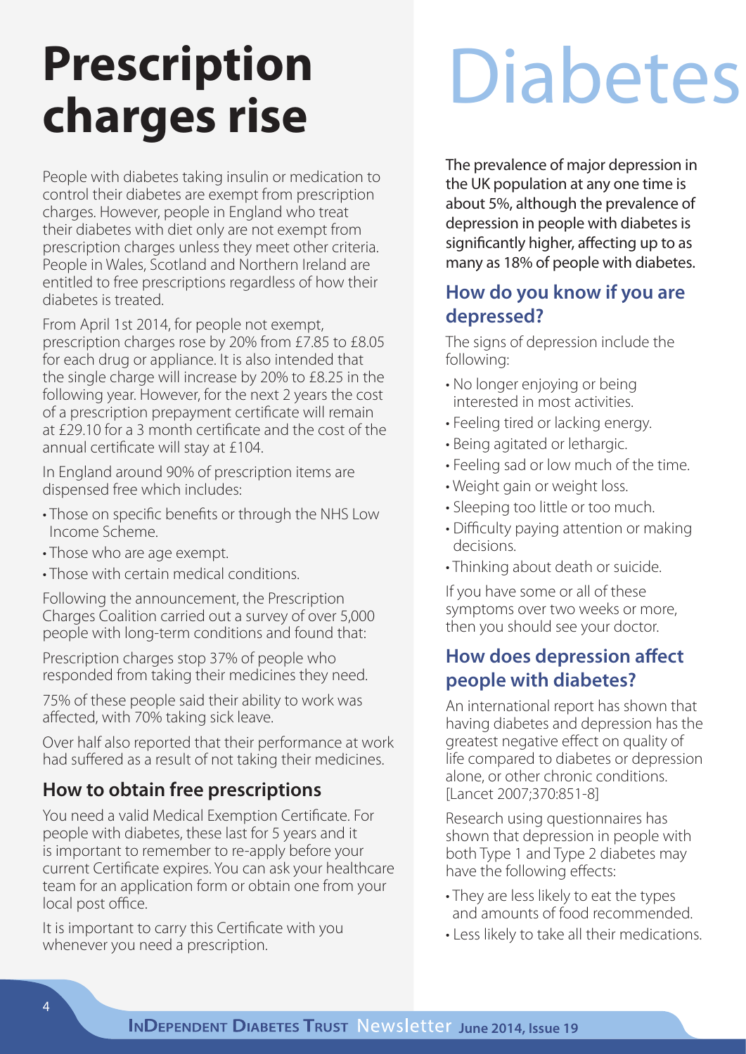# Prescription charges rise

People with diabetes taking insulin or medication to control their diabetes are exempt from prescription charges. However, people in England who treat their diabetes with diet only are not exempt from prescription charges unless they meet other criteria. People in Wales, Scotland and Northern Ireland are entitled to free prescriptions regardless of how their diabetes is treated.

From April 1st 2014, for people not exempt, prescription charges rose by 20% from £7.85 to £8.05 for each drug or appliance. It is also intended that the single charge will increase by 20% to £8.25 in the following year. However, for the next 2 years the cost of a prescription prepayment certificate will remain at £29.10 for a 3 month certificate and the cost of the annual certificate will stay at £104.

In England around 90% of prescription items are dispensed free which includes:

- Those on specific benefits or through the NHS Low Income Scheme.
- Those who are age exempt.
- Those with certain medical conditions.

Following the announcement, the Prescription Charges Coalition carried out a survey of over 5,000 people with long-term conditions and found that:

Prescription charges stop 37% of people who responded from taking their medicines they need.

75% of these people said their ability to work was affected, with 70% taking sick leave.

Over half also reported that their performance at work had suffered as a result of not taking their medicines.

## How to obtain free prescriptions

You need a valid Medical Exemption Certificate. For people with diabetes, these last for 5 years and it is important to remember to re-apply before your current Certificate expires. You can ask your healthcare team for an application form or obtain one from your local post office.

It is important to carry this Certificate with you whenever you need a prescription.

# Diabetes

The prevalence of major depression in the UK population at any one time is about 5%, although the prevalence of depression in people with diabetes is significantly higher, affecting up to as many as 18% of people with diabetes.

## How do you know if you are depressed?

The signs of depression include the following:

- No longer enjoying or being interested in most activities.
- Feeling tired or lacking energy.
- Being agitated or lethargic.
- Feeling sad or low much of the time.
- Weight gain or weight loss.
- Sleeping too little or too much.
- Difficulty paying attention or making decisions.
- Thinking about death or suicide.

If you have some or all of these symptoms over two weeks or more, then you should see your doctor.

## How does depression affect people with diabetes?

An international report has shown that having diabetes and depression has the greatest negative effect on quality of life compared to diabetes or depression alone, or other chronic conditions. [Lancet 2007;370:851-8]

Research using questionnaires has shown that depression in people with both Type 1 and Type 2 diabetes may have the following effects:

- They are less likely to eat the types and amounts of food recommended.
- Less likely to take all their medications.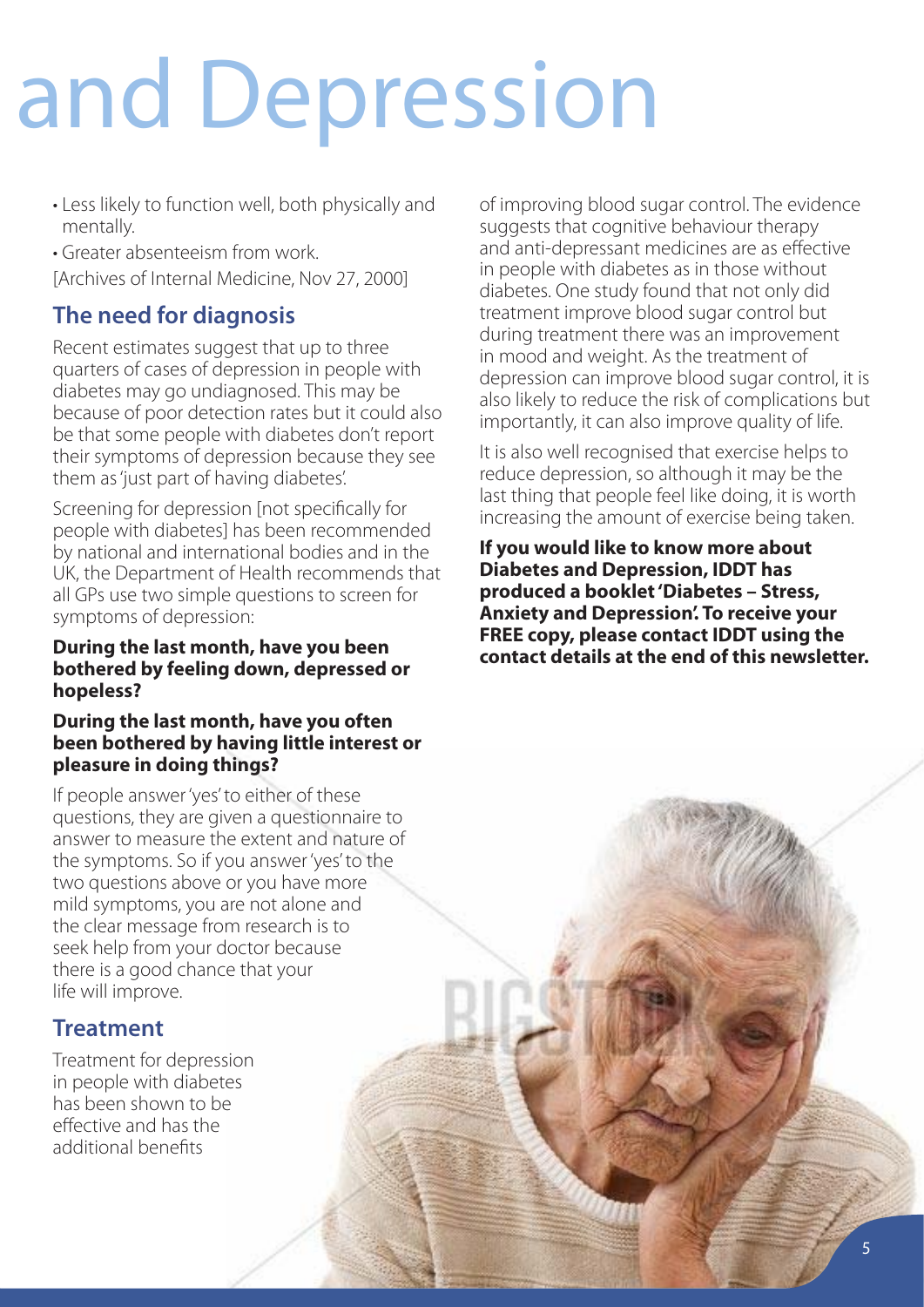# and Depression

- Less likely to function well, both physically and mentally.
- Greater absenteeism from work.

[Archives of Internal Medicine, Nov 27, 2000]

## The need for diagnosis

Recent estimates suggest that up to three quarters of cases of depression in people with diabetes may go undiagnosed. This may be because of poor detection rates but it could also be that some people with diabetes don't report their symptoms of depression because they see them as 'just part of having diabetes'.

Screening for depression [not specifically for people with diabetes] has been recommended by national and international bodies and in the UK, the Department of Health recommends that all GPs use two simple questions to screen for symptoms of depression:

**During the last month, have you been bothered by feeling down, depressed or hopeless?**

**During the last month, have you often been bothered by having little interest or pleasure in doing things?**

If people answer 'yes' to either of these questions, they are given a questionnaire to answer to measure the extent and nature of the symptoms. So if you answer 'yes' to the two questions above or you have more mild symptoms, you are not alone and the clear message from research is to seek help from your doctor because there is a good chance that your life will improve.

## Treatment

Treatment for depression in people with diabetes has been shown to be effective and has the additional benefits of improving blood sugar control. The evidence suggests that cognitive behaviour therapy and anti-depressant medicines are as effective in people with diabetes as in those without diabetes. One study found that not only did treatment improve blood sugar control but during treatment there was an improvement in mood and weight. As the treatment of depression can improve blood sugar control, it is also likely to reduce the risk of complications but importantly, it can also improve quality of life.

It is also well recognised that exercise helps to reduce depression, so although it may be the last thing that people feel like doing, it is worth increasing the amount of exercise being taken.

**If you would like to know more about Diabetes and Depression, IDDT has produced a booklet 'Diabetes – Stress, Anxiety and Depression'. To receive your FREE copy, please contact IDDT using the contact details at the end of this newsletter.**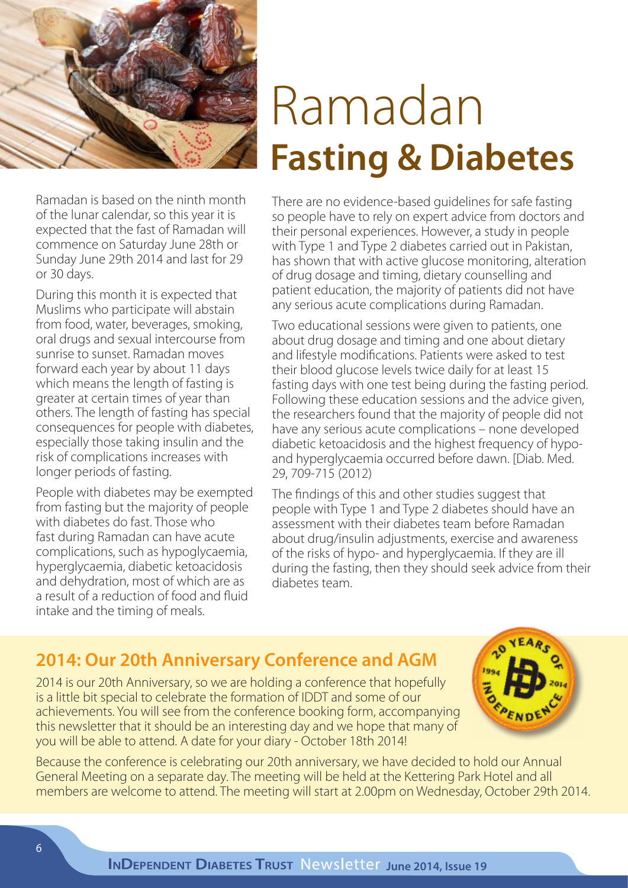# Ramadan
# Fasting & Diabetes

Ramadan is based on the ninth month of the lunar calendar, so this year it is expected that the fast of Ramadan will commence on Saturday June 28th or Sunday June 29th 2014 and last for 29 or 30 days.

During this month it is expected that Muslims who participate will abstain from food, water, beverages, smoking, oral drugs and sexual intercourse from sunrise to sunset. Ramadan moves forward each year by about 11 days which means the length of fasting is greater at certain times of year than others. The length of fasting has special consequences for people with diabetes, especially those taking insulin and the risk of complications increases with longer periods of fasting.

People with diabetes may be exempted from fasting but the majority of people with diabetes do fast. Those who fast during Ramadan can have acute complications, such as hypoglycaemia, hyperglycaemia, diabetic ketoacidosis and dehydration, most of which are as a result of a reduction of food and fluid intake and the timing of meals.

There are no evidence-based guidelines for safe fasting so people have to rely on expert advice from doctors and their personal experiences. However, a study in people with Type 1 and Type 2 diabetes carried out in Pakistan, has shown that with active glucose monitoring, alteration of drug dosage and timing, dietary counselling and patient education, the majority of patients did not have any serious acute complications during Ramadan.

Two educational sessions were given to patients, one about drug dosage and timing and one about dietary and lifestyle modifications. Patients were asked to test their blood glucose levels twice daily for at least 15 fasting days with one test being during the fasting period. Following these education sessions and the advice given, the researchers found that the majority of people did not have any serious acute complications – none developed diabetic ketoacidosis and the highest frequency of hypo- and hyperglycaemia occurred before dawn. [Diab. Med. 29, 709-715 (2012)

The findings of this and other studies suggest that people with Type 1 and Type 2 diabetes should have an assessment with their diabetes team before Ramadan about drug/insulin adjustments, exercise and awareness of the risks of hypo- and hyperglycaemia. If they are ill during the fasting, then they should seek advice from their diabetes team.

## 2014: Our 20th Anniversary Conference and AGM

2014 is our 20th Anniversary, so we are holding a conference that hopefully is a little bit special to celebrate the formation of IDDT and some of our achievements. You will see from the conference booking form, accompanying this newsletter that it should be an interesting day and we hope that many of you will be able to attend. A date for your diary - October 18th 2014!

Because the conference is celebrating our 20th anniversary, we have decided to hold our Annual General Meeting on a separate day. The meeting will be held at the Kettering Park Hotel and all members are welcome to attend. The meeting will start at 2.00pm on Wednesday, October 29th 2014.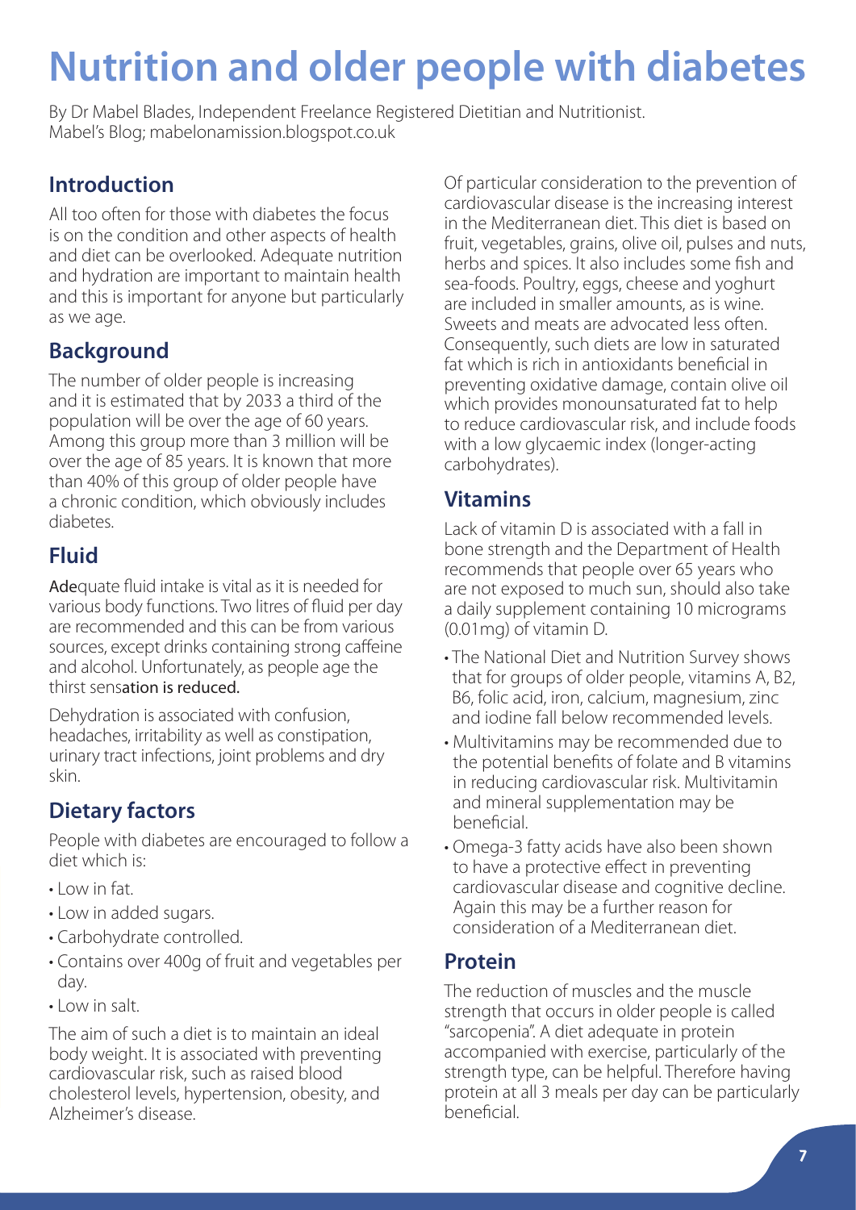# Nutrition and older people with diabetes

By Dr Mabel Blades, Independent Freelance Registered Dietitian and Nutritionist. Mabel's Blog; mabelonamission.blogspot.co.uk

## Introduction

All too often for those with diabetes the focus is on the condition and other aspects of health and diet can be overlooked. Adequate nutrition and hydration are important to maintain health and this is important for anyone but particularly as we age.

## Background

The number of older people is increasing and it is estimated that by 2033 a third of the population will be over the age of 60 years. Among this group more than 3 million will be over the age of 85 years. It is known that more than 40% of this group of older people have a chronic condition, which obviously includes diabetes.

## Fluid

Adequate fluid intake is vital as it is needed for various body functions. Two litres of fluid per day are recommended and this can be from various sources, except drinks containing strong caffeine and alcohol. Unfortunately, as people age the thirst sensation is reduced.

Dehydration is associated with confusion, headaches, irritability as well as constipation, urinary tract infections, joint problems and dry skin.

## Dietary factors

People with diabetes are encouraged to follow a diet which is:

- Low in fat.
- Low in added sugars.
- Carbohydrate controlled.
- Contains over 400g of fruit and vegetables per day.
- Low in salt.

The aim of such a diet is to maintain an ideal body weight. It is associated with preventing cardiovascular risk, such as raised blood cholesterol levels, hypertension, obesity, and Alzheimer's disease.

Of particular consideration to the prevention of cardiovascular disease is the increasing interest in the Mediterranean diet. This diet is based on fruit, vegetables, grains, olive oil, pulses and nuts, herbs and spices. It also includes some fish and sea-foods. Poultry, eggs, cheese and yoghurt are included in smaller amounts, as is wine. Sweets and meats are advocated less often. Consequently, such diets are low in saturated fat which is rich in antioxidants beneficial in preventing oxidative damage, contain olive oil which provides monounsaturated fat to help to reduce cardiovascular risk, and include foods with a low glycaemic index (longer-acting carbohydrates).

## Vitamins

Lack of vitamin D is associated with a fall in bone strength and the Department of Health recommends that people over 65 years who are not exposed to much sun, should also take a daily supplement containing 10 micrograms (0.01mg) of vitamin D.

- The National Diet and Nutrition Survey shows that for groups of older people, vitamins A, B2, B6, folic acid, iron, calcium, magnesium, zinc and iodine fall below recommended levels.
- Multivitamins may be recommended due to the potential benefits of folate and B vitamins in reducing cardiovascular risk. Multivitamin and mineral supplementation may be beneficial.
- Omega-3 fatty acids have also been shown to have a protective effect in preventing cardiovascular disease and cognitive decline. Again this may be a further reason for consideration of a Mediterranean diet.

## Protein

The reduction of muscles and the muscle strength that occurs in older people is called "sarcopenia". A diet adequate in protein accompanied with exercise, particularly of the strength type, can be helpful. Therefore having protein at all 3 meals per day can be particularly beneficial.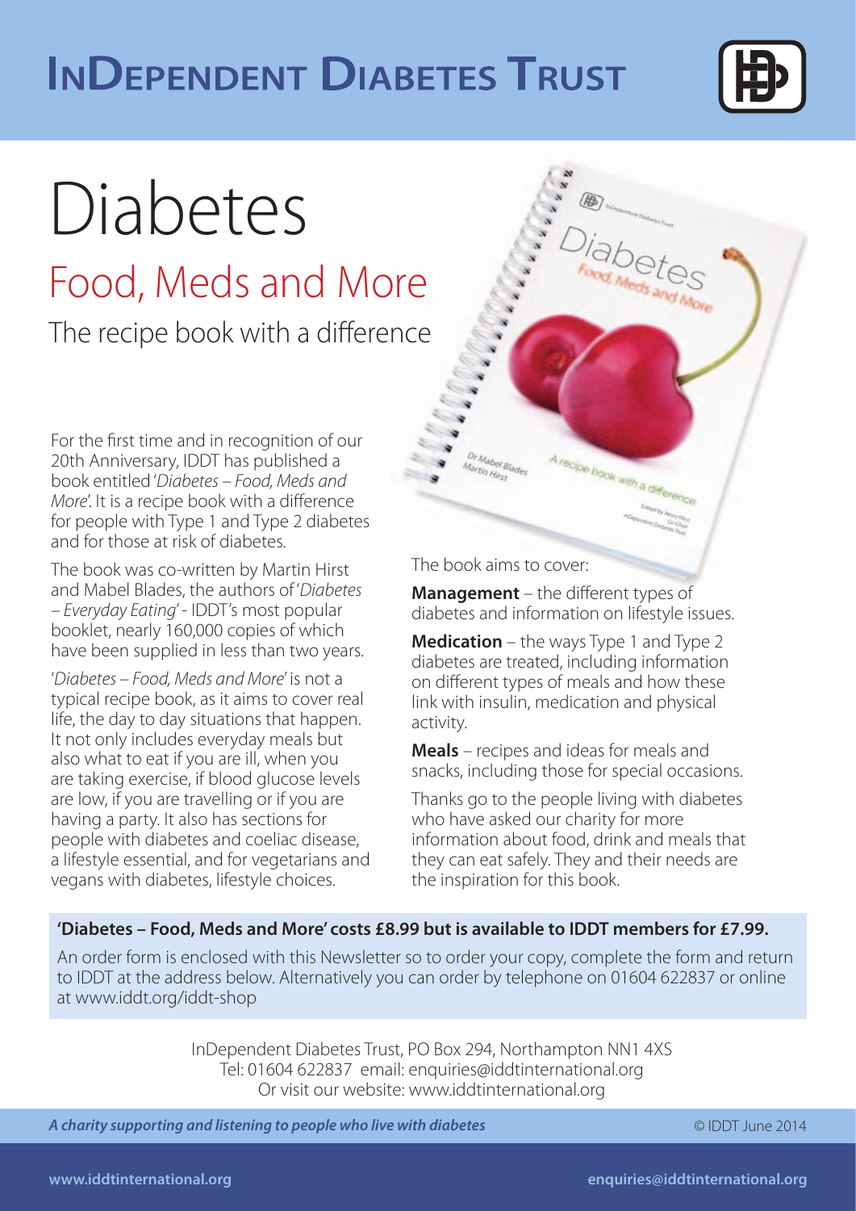# InDependent Diabetes Trust

# Diabetes

## Food, Meds and More

### The recipe book with a difference

For the first time and in recognition of our 20th Anniversary, IDDT has published a book entitled '*Diabetes – Food, Meds and More*'. It is a recipe book with a difference for people with Type 1 and Type 2 diabetes and for those at risk of diabetes.

The book was co-written by Martin Hirst and Mabel Blades, the authors of '*Diabetes – Everyday Eating*' - IDDT's most popular booklet, nearly 160,000 copies of which have been supplied in less than two years.

'*Diabetes – Food, Meds and More*' is not a typical recipe book, as it aims to cover real life, the day to day situations that happen. It not only includes everyday meals but also what to eat if you are ill, when you are taking exercise, if blood glucose levels are low, if you are travelling or if you are having a party. It also has sections for people with diabetes and coeliac disease, a lifestyle essential, and for vegetarians and vegans with diabetes, lifestyle choices.

The book aims to cover:

**Management** – the different types of diabetes and information on lifestyle issues.

**Medication** – the ways Type 1 and Type 2 diabetes are treated, including information on different types of meals and how these link with insulin, medication and physical activity.

**Meals** – recipes and ideas for meals and snacks, including those for special occasions.

Thanks go to the people living with diabetes who have asked our charity for more information about food, drink and meals that they can eat safely. They and their needs are the inspiration for this book.

**'Diabetes – Food, Meds and More' costs £8.99 but is available to IDDT members for £7.99.**

An order form is enclosed with this Newsletter so to order your copy, complete the form and return to IDDT at the address below. Alternatively you can order by telephone on 01604 622837 or online at www.iddt.org/iddt-shop

InDependent Diabetes Trust, PO Box 294, Northampton NN1 4XS
Tel: 01604 622837 email: enquiries@iddtinternational.org
Or visit our website: www.iddtinternational.org

***A charity supporting and listening to people who live with diabetes***

© IDDT June 2014